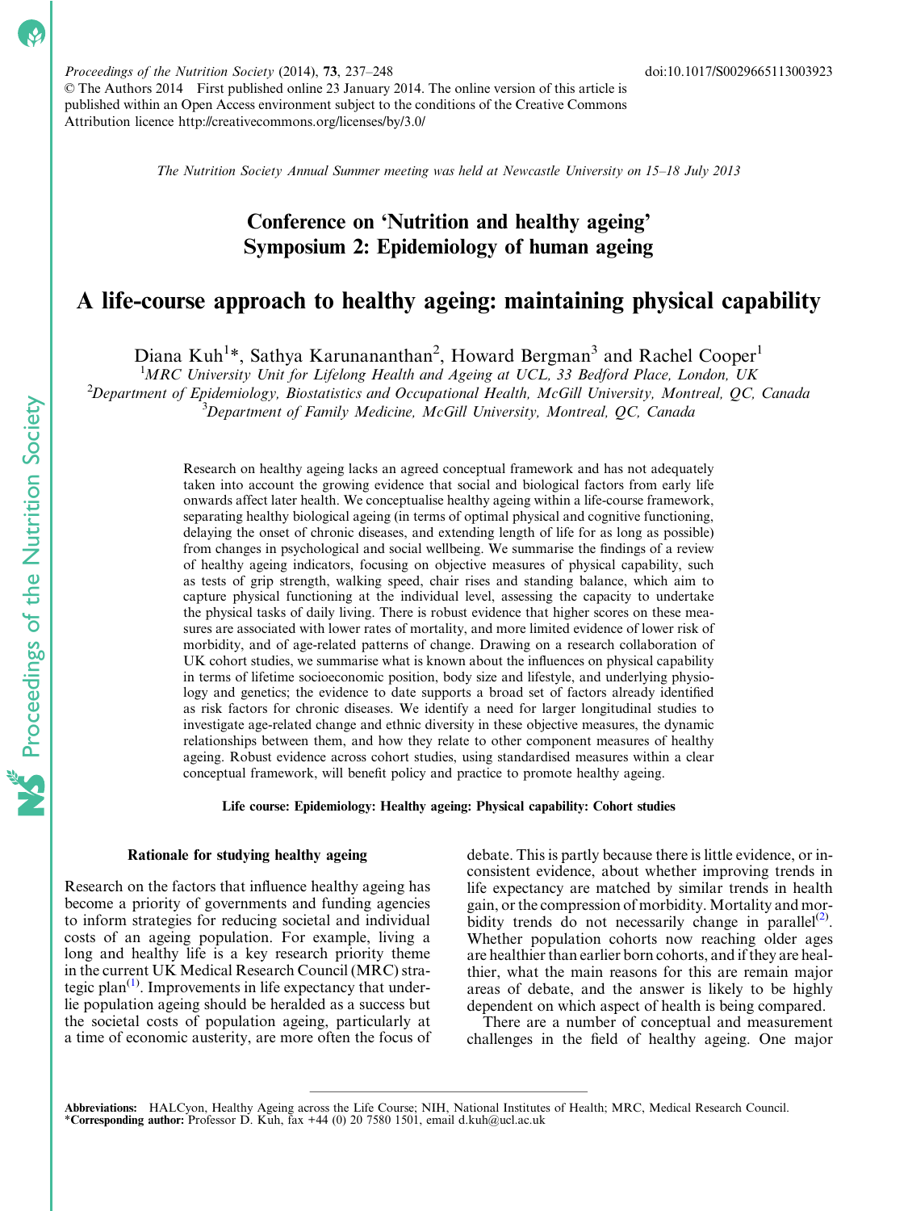Proceedings of the Nutrition Society (2014), 73, 237–248
© The Authors 2014 First published online 23 January 2014. The online version of this article is published within an Open Access environment subject to the conditions of the Creative Commons Attribution licence http://creativecommons.org/licenses/by/3.0/

doi:10.1017/S0029665113003923

*The Nutrition Society Annual Summer meeting was held at Newcastle University on 15–18 July 2013*

## Conference on 'Nutrition and healthy ageing'
## Symposium 2: Epidemiology of human ageing

# A life-course approach to healthy ageing: maintaining physical capability

Diana Kuh[1]*, Sathya Karunananthan[2], Howard Bergman[3] and Rachel Cooper[1]

[1]*MRC University Unit for Lifelong Health and Ageing at UCL, 33 Bedford Place, London, UK*
[2]*Department of Epidemiology, Biostatistics and Occupational Health, McGill University, Montreal, QC, Canada*
[3]*Department of Family Medicine, McGill University, Montreal, QC, Canada*

Research on healthy ageing lacks an agreed conceptual framework and has not adequately taken into account the growing evidence that social and biological factors from early life onwards affect later health. We conceptualise healthy ageing within a life-course framework, separating healthy biological ageing (in terms of optimal physical and cognitive functioning, delaying the onset of chronic diseases, and extending length of life for as long as possible) from changes in psychological and social wellbeing. We summarise the findings of a review of healthy ageing indicators, focusing on objective measures of physical capability, such as tests of grip strength, walking speed, chair rises and standing balance, which aim to capture physical functioning at the individual level, assessing the capacity to undertake the physical tasks of daily living. There is robust evidence that higher scores on these measures are associated with lower rates of mortality, and more limited evidence of lower risk of morbidity, and of age-related patterns of change. Drawing on a research collaboration of UK cohort studies, we summarise what is known about the influences on physical capability in terms of lifetime socioeconomic position, body size and lifestyle, and underlying physiology and genetics; the evidence to date supports a broad set of factors already identified as risk factors for chronic diseases. We identify a need for larger longitudinal studies to investigate age-related change and ethnic diversity in these objective measures, the dynamic relationships between them, and how they relate to other component measures of healthy ageing. Robust evidence across cohort studies, using standardised measures within a clear conceptual framework, will benefit policy and practice to promote healthy ageing.

**Life course: Epidemiology: Healthy ageing: Physical capability: Cohort studies**

### Rationale for studying healthy ageing

Research on the factors that influence healthy ageing has become a priority of governments and funding agencies to inform strategies for reducing societal and individual costs of an ageing population. For example, living a long and healthy life is a key research priority theme in the current UK Medical Research Council (MRC) strategic plan[1]. Improvements in life expectancy that underlie population ageing should be heralded as a success but the societal costs of population ageing, particularly at a time of economic austerity, are more often the focus of debate. This is partly because there is little evidence, or inconsistent evidence, about whether improving trends in life expectancy are matched by similar trends in health gain, or the compression of morbidity. Mortality and morbidity trends do not necessarily change in parallel[2]. Whether population cohorts now reaching older ages are healthier than earlier born cohorts, and if they are healthier, what the main reasons for this are remain major areas of debate, and the answer is likely to be highly dependent on which aspect of health is being compared.

There are a number of conceptual and measurement challenges in the field of healthy ageing. One major

**Abbreviations:** HALCyon, Healthy Ageing across the Life Course; NIH, National Institutes of Health; MRC, Medical Research Council.
***Corresponding author:** Professor D. Kuh, fax +44 (0) 20 7580 1501, email d.kuh@ucl.ac.uk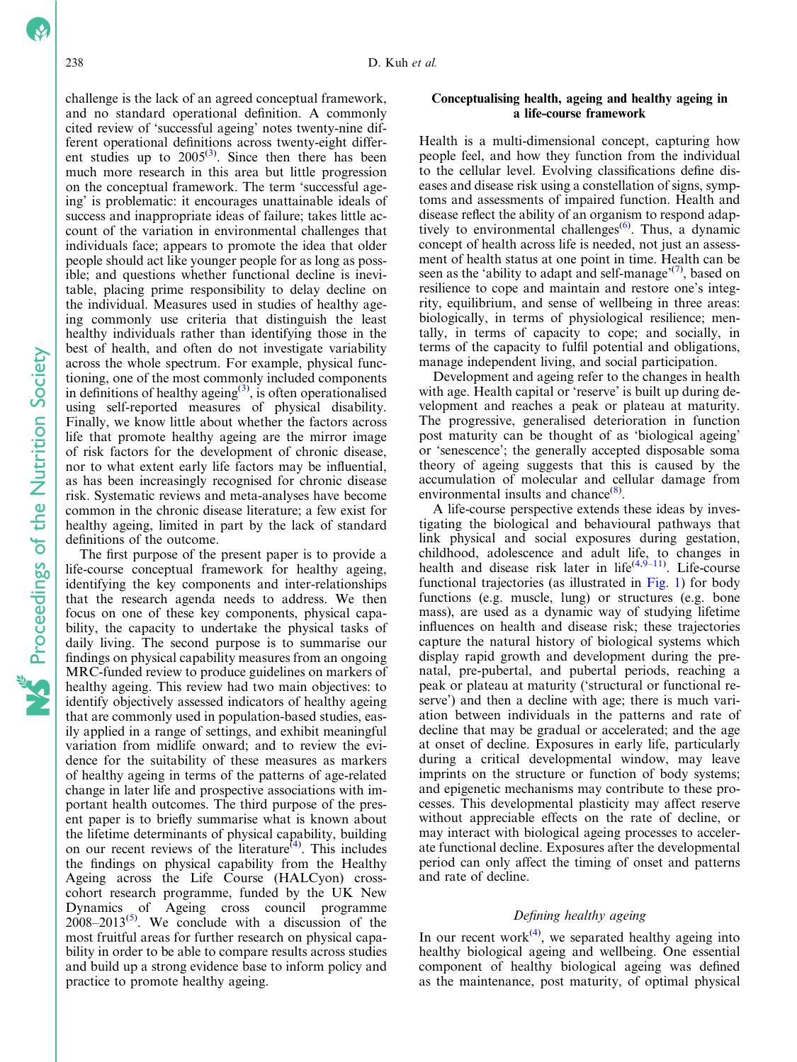challenge is the lack of an agreed conceptual framework, and no standard operational definition. A commonly cited review of 'successful ageing' notes twenty-nine different operational definitions across twenty-eight different studies up to 2005[3]. Since then there has been much more research in this area but little progression on the conceptual framework. The term 'successful ageing' is problematic: it encourages unattainable ideals of success and inappropriate ideas of failure; takes little account of the variation in environmental challenges that individuals face; appears to promote the idea that older people should act like younger people for as long as possible; and questions whether functional decline is inevitable, placing prime responsibility to delay decline on the individual. Measures used in studies of healthy ageing commonly use criteria that distinguish the least healthy individuals rather than identifying those in the best of health, and often do not investigate variability across the whole spectrum. For example, physical functioning, one of the most commonly included components in definitions of healthy ageing[3], is often operationalised using self-reported measures of physical disability. Finally, we know little about whether the factors across life that promote healthy ageing are the mirror image of risk factors for the development of chronic disease, nor to what extent early life factors may be influential, as has been increasingly recognised for chronic disease risk. Systematic reviews and meta-analyses have become common in the chronic disease literature; a few exist for healthy ageing, limited in part by the lack of standard definitions of the outcome.

The first purpose of the present paper is to provide a life-course conceptual framework for healthy ageing, identifying the key components and inter-relationships that the research agenda needs to address. We then focus on one of these key components, physical capability, the capacity to undertake the physical tasks of daily living. The second purpose is to summarise our findings on physical capability measures from an ongoing MRC-funded review to produce guidelines on markers of healthy ageing. This review had two main objectives: to identify objectively assessed indicators of healthy ageing that are commonly used in population-based studies, easily applied in a range of settings, and exhibit meaningful variation from midlife onward; and to review the evidence for the suitability of these measures as markers of healthy ageing in terms of the patterns of age-related change in later life and prospective associations with important health outcomes. The third purpose of the present paper is to briefly summarise what is known about the lifetime determinants of physical capability, building on our recent reviews of the literature[4]. This includes the findings on physical capability from the Healthy Ageing across the Life Course (HALCyon) cross-cohort research programme, funded by the UK New Dynamics of Ageing cross council programme 2008–2013[5]. We conclude with a discussion of the most fruitful areas for further research on physical capability in order to be able to compare results across studies and build up a strong evidence base to inform policy and practice to promote healthy ageing.

## Conceptualising health, ageing and healthy ageing in a life-course framework

Health is a multi-dimensional concept, capturing how people feel, and how they function from the individual to the cellular level. Evolving classifications define diseases and disease risk using a constellation of signs, symptoms and assessments of impaired function. Health and disease reflect the ability of an organism to respond adaptively to environmental challenges[6]. Thus, a dynamic concept of health across life is needed, not just an assessment of health status at one point in time. Health can be seen as the 'ability to adapt and self-manage'[7], based on resilience to cope and maintain and restore one's integrity, equilibrium, and sense of wellbeing in three areas: biologically, in terms of physiological resilience; mentally, in terms of capacity to cope; and socially, in terms of the capacity to fulfil potential and obligations, manage independent living, and social participation.

Development and ageing refer to the changes in health with age. Health capital or 'reserve' is built up during development and reaches a peak or plateau at maturity. The progressive, generalised deterioration in function post maturity can be thought of as 'biological ageing' or 'senescence'; the generally accepted disposable soma theory of ageing suggests that this is caused by the accumulation of molecular and cellular damage from environmental insults and chance[8].

A life-course perspective extends these ideas by investigating the biological and behavioural pathways that link physical and social exposures during gestation, childhood, adolescence and adult life, to changes in health and disease risk later in life[4,9–11]. Life-course functional trajectories (as illustrated in Fig. 1) for body functions (e.g. muscle, lung) or structures (e.g. bone mass), are used as a dynamic way of studying lifetime influences on health and disease risk; these trajectories capture the natural history of biological systems which display rapid growth and development during the prenatal, pre-pubertal, and pubertal periods, reaching a peak or plateau at maturity ('structural or functional reserve') and then a decline with age; there is much variation between individuals in the patterns and rate of decline that may be gradual or accelerated; and the age at onset of decline. Exposures in early life, particularly during a critical developmental window, may leave imprints on the structure or function of body systems; and epigenetic mechanisms may contribute to these processes. This developmental plasticity may affect reserve without appreciable effects on the rate of decline, or may interact with biological ageing processes to accelerate functional decline. Exposures after the developmental period can only affect the timing of onset and patterns and rate of decline.

### *Defining healthy ageing*

In our recent work[4], we separated healthy ageing into healthy biological ageing and wellbeing. One essential component of healthy biological ageing was defined as the maintenance, post maturity, of optimal physical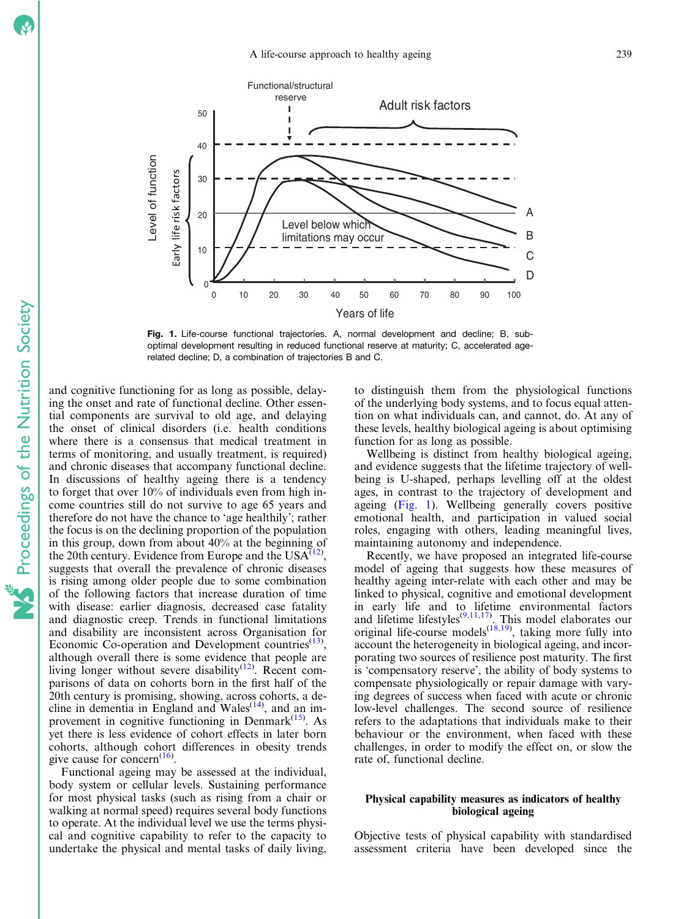Fig. 1. Life-course functional trajectories. A, normal development and decline; B, sub-optimal development resulting in reduced functional reserve at maturity; C, accelerated age-related decline; D, a combination of trajectories B and C.

and cognitive functioning for as long as possible, delaying the onset and rate of functional decline. Other essential components are survival to old age, and delaying the onset of clinical disorders (i.e. health conditions where there is a consensus that medical treatment in terms of monitoring, and usually treatment, is required) and chronic diseases that accompany functional decline. In discussions of healthy ageing there is a tendency to forget that over 10% of individuals even from high income countries still do not survive to age 65 years and therefore do not have the chance to 'age healthily'; rather the focus is on the declining proportion of the population in this group, down from about 40% at the beginning of the 20th century. Evidence from Europe and the USA[12], suggests that overall the prevalence of chronic diseases is rising among older people due to some combination of the following factors that increase duration of time with disease: earlier diagnosis, decreased case fatality and diagnostic creep. Trends in functional limitations and disability are inconsistent across Organisation for Economic Co-operation and Development countries[13], although overall there is some evidence that people are living longer without severe disability[12]. Recent comparisons of data on cohorts born in the first half of the 20th century is promising, showing, across cohorts, a decline in dementia in England and Wales[14], and an improvement in cognitive functioning in Denmark[15]. As yet there is less evidence of cohort effects in later born cohorts, although cohort differences in obesity trends give cause for concern[16].

Functional ageing may be assessed at the individual, body system or cellular levels. Sustaining performance for most physical tasks (such as rising from a chair or walking at normal speed) requires several body functions to operate. At the individual level we use the terms physical and cognitive capability to refer to the capacity to undertake the physical and mental tasks of daily living, to distinguish them from the physiological functions of the underlying body systems, and to focus equal attention on what individuals can, and cannot, do. At any of these levels, healthy biological ageing is about optimising function for as long as possible.

Wellbeing is distinct from healthy biological ageing, and evidence suggests that the lifetime trajectory of wellbeing is U-shaped, perhaps levelling off at the oldest ages, in contrast to the trajectory of development and ageing (Fig. 1). Wellbeing generally covers positive emotional health, and participation in valued social roles, engaging with others, leading meaningful lives, maintaining autonomy and independence.

Recently, we have proposed an integrated life-course model of ageing that suggests how these measures of healthy ageing inter-relate with each other and may be linked to physical, cognitive and emotional development in early life and to lifetime environmental factors and lifetime lifestyles[9,11,17]. This model elaborates our original life-course models[18,19], taking more fully into account the heterogeneity in biological ageing, and incorporating two sources of resilience post maturity. The first is 'compensatory reserve', the ability of body systems to compensate physiologically or repair damage with varying degrees of success when faced with acute or chronic low-level challenges. The second source of resilience refers to the adaptations that individuals make to their behaviour or the environment, when faced with these challenges, in order to modify the effect on, or slow the rate of, functional decline.

## Physical capability measures as indicators of healthy biological ageing

Objective tests of physical capability with standardised assessment criteria have been developed since the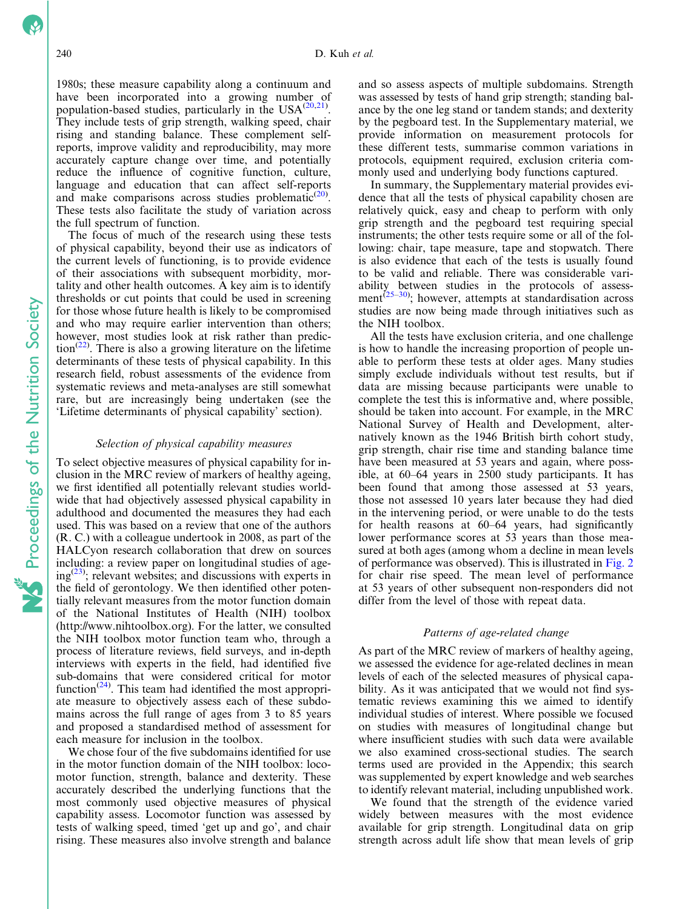1980s; these measure capability along a continuum and have been incorporated into a growing number of population-based studies, particularly in the USA[20,21]. They include tests of grip strength, walking speed, chair rising and standing balance. These complement self-reports, improve validity and reproducibility, may more accurately capture change over time, and potentially reduce the influence of cognitive function, culture, language and education that can affect self-reports and make comparisons across studies problematic[20]. These tests also facilitate the study of variation across the full spectrum of function.

The focus of much of the research using these tests of physical capability, beyond their use as indicators of the current levels of functioning, is to provide evidence of their associations with subsequent morbidity, mortality and other health outcomes. A key aim is to identify thresholds or cut points that could be used in screening for those whose future health is likely to be compromised and who may require earlier intervention than others; however, most studies look at risk rather than prediction[22]. There is also a growing literature on the lifetime determinants of these tests of physical capability. In this research field, robust assessments of the evidence from systematic reviews and meta-analyses are still somewhat rare, but are increasingly being undertaken (see the 'Lifetime determinants of physical capability' section).

### *Selection of physical capability measures*

To select objective measures of physical capability for inclusion in the MRC review of markers of healthy ageing, we first identified all potentially relevant studies worldwide that had objectively assessed physical capability in adulthood and documented the measures they had each used. This was based on a review that one of the authors (R. C.) with a colleague undertook in 2008, as part of the HALCyon research collaboration that drew on sources including: a review paper on longitudinal studies of ageing[23]; relevant websites; and discussions with experts in the field of gerontology. We then identified other potentially relevant measures from the motor function domain of the National Institutes of Health (NIH) toolbox (http://www.nihtoolbox.org). For the latter, we consulted the NIH toolbox motor function team who, through a process of literature reviews, field surveys, and in-depth interviews with experts in the field, had identified five sub-domains that were considered critical for motor function[24]. This team had identified the most appropriate measure to objectively assess each of these subdomains across the full range of ages from 3 to 85 years and proposed a standardised method of assessment for each measure for inclusion in the toolbox.

We chose four of the five subdomains identified for use in the motor function domain of the NIH toolbox: locomotor function, strength, balance and dexterity. These accurately described the underlying functions that the most commonly used objective measures of physical capability assess. Locomotor function was assessed by tests of walking speed, timed 'get up and go', and chair rising. These measures also involve strength and balance and so assess aspects of multiple subdomains. Strength was assessed by tests of hand grip strength; standing balance by the one leg stand or tandem stands; and dexterity by the pegboard test. In the Supplementary material, we provide information on measurement protocols for these different tests, summarise common variations in protocols, equipment required, exclusion criteria commonly used and underlying body functions captured.

In summary, the Supplementary material provides evidence that all the tests of physical capability chosen are relatively quick, easy and cheap to perform with only grip strength and the pegboard test requiring special instruments; the other tests require some or all of the following: chair, tape measure, tape and stopwatch. There is also evidence that each of the tests is usually found to be valid and reliable. There was considerable variability between studies in the protocols of assessment[25–30]; however, attempts at standardisation across studies are now being made through initiatives such as the NIH toolbox.

All the tests have exclusion criteria, and one challenge is how to handle the increasing proportion of people unable to perform these tests at older ages. Many studies simply exclude individuals without test results, but if data are missing because participants were unable to complete the test this is informative and, where possible, should be taken into account. For example, in the MRC National Survey of Health and Development, alternatively known as the 1946 British birth cohort study, grip strength, chair rise time and standing balance time have been measured at 53 years and again, where possible, at 60–64 years in 2500 study participants. It has been found that among those assessed at 53 years, those not assessed 10 years later because they had died in the intervening period, or were unable to do the tests for health reasons at 60–64 years, had significantly lower performance scores at 53 years than those measured at both ages (among whom a decline in mean levels of performance was observed). This is illustrated in Fig. 2 for chair rise speed. The mean level of performance at 53 years of other subsequent non-responders did not differ from the level of those with repeat data.

### *Patterns of age-related change*

As part of the MRC review of markers of healthy ageing, we assessed the evidence for age-related declines in mean levels of each of the selected measures of physical capability. As it was anticipated that we would not find systematic reviews examining this we aimed to identify individual studies of interest. Where possible we focused on studies with measures of longitudinal change but where insufficient studies with such data were available we also examined cross-sectional studies. The search terms used are provided in the Appendix; this search was supplemented by expert knowledge and web searches to identify relevant material, including unpublished work.

We found that the strength of the evidence varied widely between measures with the most evidence available for grip strength. Longitudinal data on grip strength across adult life show that mean levels of grip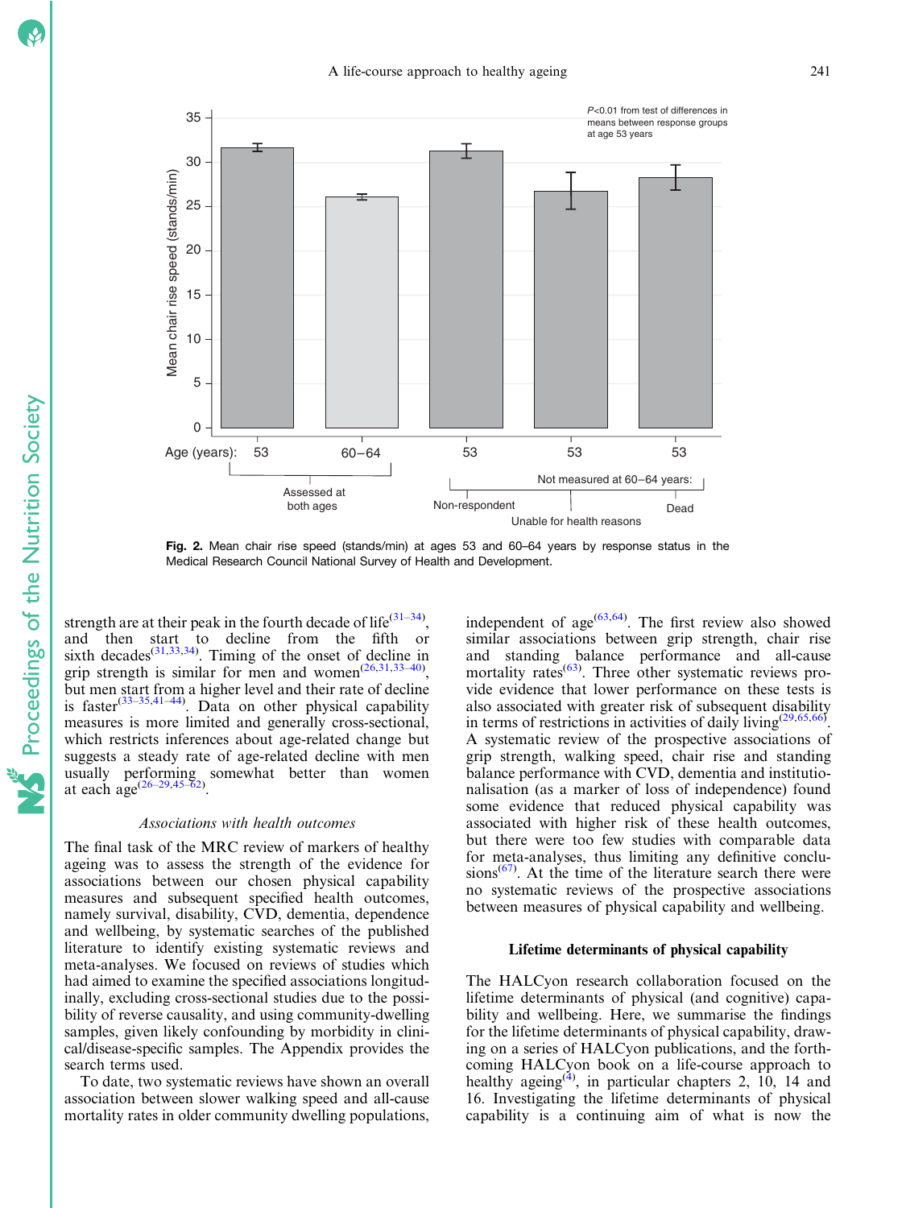P<0.01 from test of differences in means between response groups at age 53 years

Mean chair rise speed (stands/min)

35
30
25
20
15
10
5
0

Age (years): 53 60–64 53 53 53

Assessed at both ages

Not measured at 60–64 years:

Non-respondent

Unable for health reasons

Dead

**Fig. 2.** Mean chair rise speed (stands/min) at ages 53 and 60–64 years by response status in the Medical Research Council National Survey of Health and Development.

strength are at their peak in the fourth decade of life[31–34], and then start to decline from the fifth or sixth decades[31,33,34]. Timing of the onset of decline in grip strength is similar for men and women[26,31,33–40], but men start from a higher level and their rate of decline is faster[33–35,41–44]. Data on other physical capability measures is more limited and generally cross-sectional, which restricts inferences about age-related change but suggests a steady rate of age-related decline with men usually performing somewhat better than women at each age[26–29,45–62].

### *Associations with health outcomes*

The final task of the MRC review of markers of healthy ageing was to assess the strength of the evidence for associations between our chosen physical capability measures and subsequent specified health outcomes, namely survival, disability, CVD, dementia, dependence and wellbeing, by systematic searches of the published literature to identify existing systematic reviews and meta-analyses. We focused on reviews of studies which had aimed to examine the specified associations longitudinally, excluding cross-sectional studies due to the possibility of reverse causality, and using community-dwelling samples, given likely confounding by morbidity in clinical/disease-specific samples. The Appendix provides the search terms used.

To date, two systematic reviews have shown an overall association between slower walking speed and all-cause mortality rates in older community dwelling populations, independent of age[63,64]. The first review also showed similar associations between grip strength, chair rise and standing balance performance and all-cause mortality rates[63]. Three other systematic reviews provide evidence that lower performance on these tests is also associated with greater risk of subsequent disability in terms of restrictions in activities of daily living[29,65,66]. A systematic review of the prospective associations of grip strength, walking speed, chair rise and standing balance performance with CVD, dementia and institutionalisation (as a marker of loss of independence) found some evidence that reduced physical capability was associated with higher risk of these health outcomes, but there were too few studies with comparable data for meta-analyses, thus limiting any definitive conclusions[67]. At the time of the literature search there were no systematic reviews of the prospective associations between measures of physical capability and wellbeing.

## Lifetime determinants of physical capability

The HALCyon research collaboration focused on the lifetime determinants of physical (and cognitive) capability and wellbeing. Here, we summarise the findings for the lifetime determinants of physical capability, drawing on a series of HALCyon publications, and the forthcoming HALCyon book on a life-course approach to healthy ageing[4], in particular chapters 2, 10, 14 and 16. Investigating the lifetime determinants of physical capability is a continuing aim of what is now the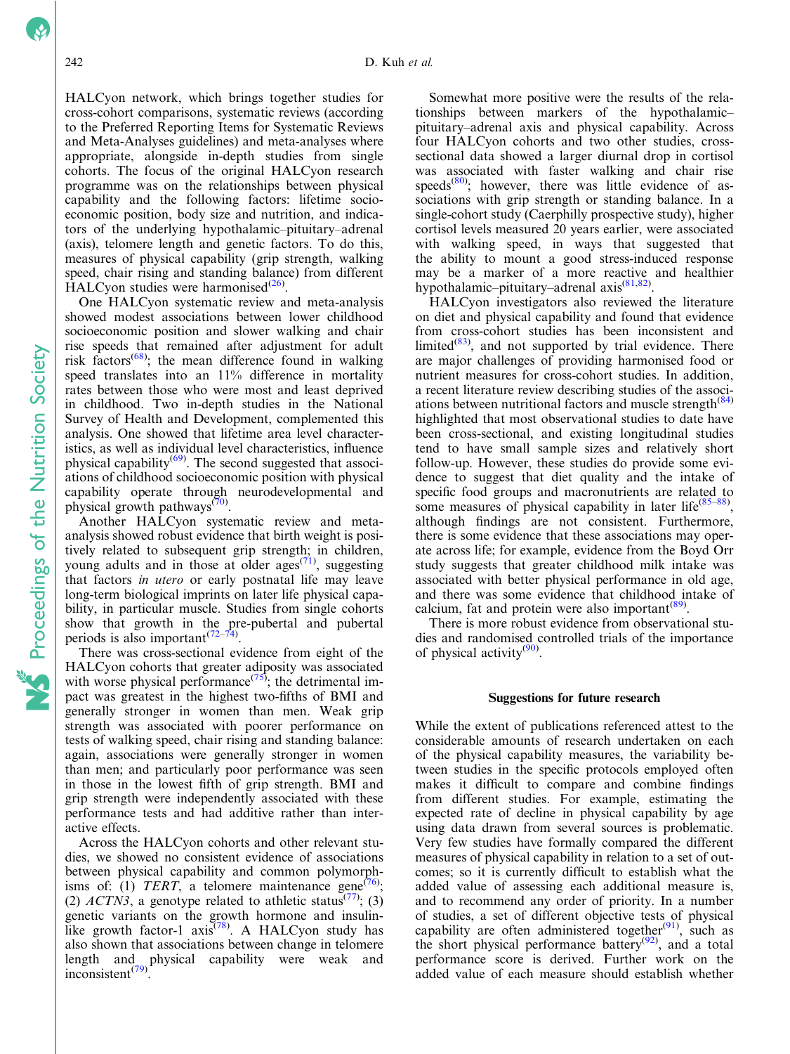HALCyon network, which brings together studies for cross-cohort comparisons, systematic reviews (according to the Preferred Reporting Items for Systematic Reviews and Meta-Analyses guidelines) and meta-analyses where appropriate, alongside in-depth studies from single cohorts. The focus of the original HALCyon research programme was on the relationships between physical capability and the following factors: lifetime socioeconomic position, body size and nutrition, and indicators of the underlying hypothalamic–pituitary–adrenal (axis), telomere length and genetic factors. To do this, measures of physical capability (grip strength, walking speed, chair rising and standing balance) from different HALCyon studies were harmonised[26].

One HALCyon systematic review and meta-analysis showed modest associations between lower childhood socioeconomic position and slower walking and chair rise speeds that remained after adjustment for adult risk factors[68]; the mean difference found in walking speed translates into an 11% difference in mortality rates between those who were most and least deprived in childhood. Two in-depth studies in the National Survey of Health and Development, complemented this analysis. One showed that lifetime area level characteristics, as well as individual level characteristics, influence physical capability[69]. The second suggested that associations of childhood socioeconomic position with physical capability operate through neurodevelopmental and physical growth pathways[70].

Another HALCyon systematic review and meta-analysis showed robust evidence that birth weight is positively related to subsequent grip strength; in children, young adults and in those at older ages[71], suggesting that factors *in utero* or early postnatal life may leave long-term biological imprints on later life physical capability, in particular muscle. Studies from single cohorts show that growth in the pre-pubertal and pubertal periods is also important[72–74].

There was cross-sectional evidence from eight of the HALCyon cohorts that greater adiposity was associated with worse physical performance[75]; the detrimental impact was greatest in the highest two-fifths of BMI and generally stronger in women than men. Weak grip strength was associated with poorer performance on tests of walking speed, chair rising and standing balance: again, associations were generally stronger in women than men; and particularly poor performance was seen in those in the lowest fifth of grip strength. BMI and grip strength were independently associated with these performance tests and had additive rather than interactive effects.

Across the HALCyon cohorts and other relevant studies, we showed no consistent evidence of associations between physical capability and common polymorphisms of: (1) *TERT*, a telomere maintenance gene[76]; (2) *ACTN3*, a genotype related to athletic status[77]; (3) genetic variants on the growth hormone and insulin-like growth factor-1 axis[78]. A HALCyon study has also shown that associations between change in telomere length and physical capability were weak and inconsistent[79].

Somewhat more positive were the results of the relationships between markers of the hypothalamic–pituitary–adrenal axis and physical capability. Across four HALCyon cohorts and two other studies, cross-sectional data showed a larger diurnal drop in cortisol was associated with faster walking and chair rise speeds[80]; however, there was little evidence of associations with grip strength or standing balance. In a single-cohort study (Caerphilly prospective study), higher cortisol levels measured 20 years earlier, were associated with walking speed, in ways that suggested that the ability to mount a good stress-induced response may be a marker of a more reactive and healthier hypothalamic–pituitary–adrenal axis[81,82].

HALCyon investigators also reviewed the literature on diet and physical capability and found that evidence from cross-cohort studies has been inconsistent and limited[83], and not supported by trial evidence. There are major challenges of providing harmonised food or nutrient measures for cross-cohort studies. In addition, a recent literature review describing studies of the associations between nutritional factors and muscle strength[84] highlighted that most observational studies to date have been cross-sectional, and existing longitudinal studies tend to have small sample sizes and relatively short follow-up. However, these studies do provide some evidence to suggest that diet quality and the intake of specific food groups and macronutrients are related to some measures of physical capability in later life[85–88], although findings are not consistent. Furthermore, there is some evidence that these associations may operate across life; for example, evidence from the Boyd Orr study suggests that greater childhood milk intake was associated with better physical performance in old age, and there was some evidence that childhood intake of calcium, fat and protein were also important[89].

There is more robust evidence from observational studies and randomised controlled trials of the importance of physical activity[90].

## Suggestions for future research

While the extent of publications referenced attest to the considerable amounts of research undertaken on each of the physical capability measures, the variability between studies in the specific protocols employed often makes it difficult to compare and combine findings from different studies. For example, estimating the expected rate of decline in physical capability by age using data drawn from several sources is problematic. Very few studies have formally compared the different measures of physical capability in relation to a set of outcomes; so it is currently difficult to establish what the added value of assessing each additional measure is, and to recommend any order of priority. In a number of studies, a set of different objective tests of physical capability are often administered together[91], such as the short physical performance battery[92], and a total performance score is derived. Further work on the added value of each measure should establish whether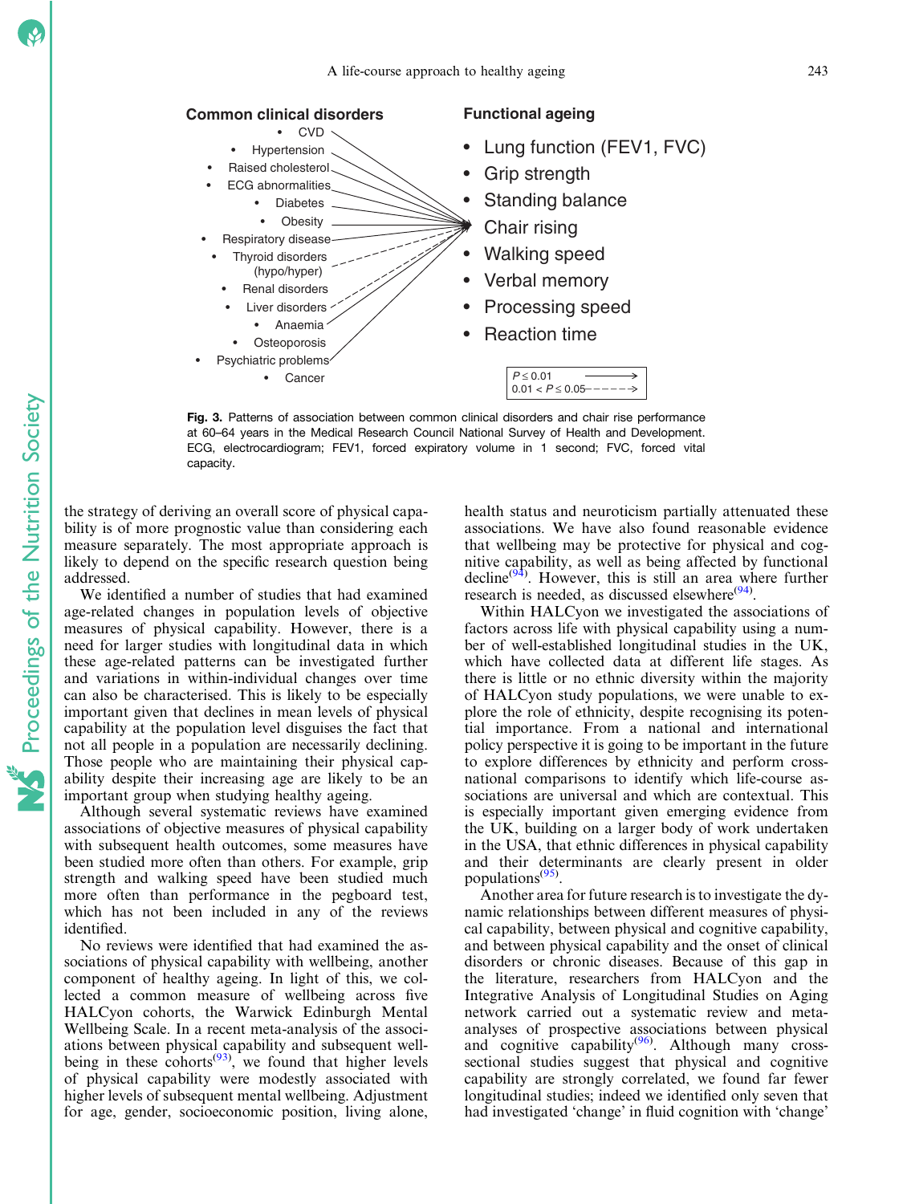Common clinical disorders

- CVD
- Hypertension
- Raised cholesterol
- ECG abnormalities
- Diabetes
- Obesity
- Respiratory disease
- Thyroid disorders (hypo/hyper)
- Renal disorders
- Liver disorders
- Anaemia
- Osteoporosis
- Psychiatric problems
- Cancer

Functional ageing

- Lung function (FEV1, FVC)
- Grip strength
- Standing balance
- Chair rising
- Walking speed
- Verbal memory
- Processing speed
- Reaction time

$P \leq 0.01$

$0.01 < P \leq 0.05$

**Fig. 3.** Patterns of association between common clinical disorders and chair rise performance at 60–64 years in the Medical Research Council National Survey of Health and Development. ECG, electrocardiogram; FEV1, forced expiratory volume in 1 second; FVC, forced vital capacity.

the strategy of deriving an overall score of physical capability is of more prognostic value than considering each measure separately. The most appropriate approach is likely to depend on the specific research question being addressed.

We identified a number of studies that had examined age-related changes in population levels of objective measures of physical capability. However, there is a need for larger studies with longitudinal data in which these age-related patterns can be investigated further and variations in within-individual changes over time can also be characterised. This is likely to be especially important given that declines in mean levels of physical capability at the population level disguises the fact that not all people in a population are necessarily declining. Those people who are maintaining their physical capability despite their increasing age are likely to be an important group when studying healthy ageing.

Although several systematic reviews have examined associations of objective measures of physical capability with subsequent health outcomes, some measures have been studied more often than others. For example, grip strength and walking speed have been studied much more often than performance in the pegboard test, which has not been included in any of the reviews identified.

No reviews were identified that had examined the associations of physical capability with wellbeing, another component of healthy ageing. In light of this, we collected a common measure of wellbeing across five HALCyon cohorts, the Warwick Edinburgh Mental Wellbeing Scale. In a recent meta-analysis of the associations between physical capability and subsequent wellbeing in these cohorts[93], we found that higher levels of physical capability were modestly associated with higher levels of subsequent mental wellbeing. Adjustment for age, gender, socioeconomic position, living alone, health status and neuroticism partially attenuated these associations. We have also found reasonable evidence that wellbeing may be protective for physical and cognitive capability, as well as being affected by functional decline[94]. However, this is still an area where further research is needed, as discussed elsewhere[94].

Within HALCyon we investigated the associations of factors across life with physical capability using a number of well-established longitudinal studies in the UK, which have collected data at different life stages. As there is little or no ethnic diversity within the majority of HALCyon study populations, we were unable to explore the role of ethnicity, despite recognising its potential importance. From a national and international policy perspective it is going to be important in the future to explore differences by ethnicity and perform cross-national comparisons to identify which life-course associations are universal and which are contextual. This is especially important given emerging evidence from the UK, building on a larger body of work undertaken in the USA, that ethnic differences in physical capability and their determinants are clearly present in older populations[95].

Another area for future research is to investigate the dynamic relationships between different measures of physical capability, between physical and cognitive capability, and between physical capability and the onset of clinical disorders or chronic diseases. Because of this gap in the literature, researchers from HALCyon and the Integrative Analysis of Longitudinal Studies on Aging network carried out a systematic review and meta-analyses of prospective associations between physical and cognitive capability[96]. Although many cross-sectional studies suggest that physical and cognitive capability are strongly correlated, we found far fewer longitudinal studies; indeed we identified only seven that had investigated 'change' in fluid cognition with 'change'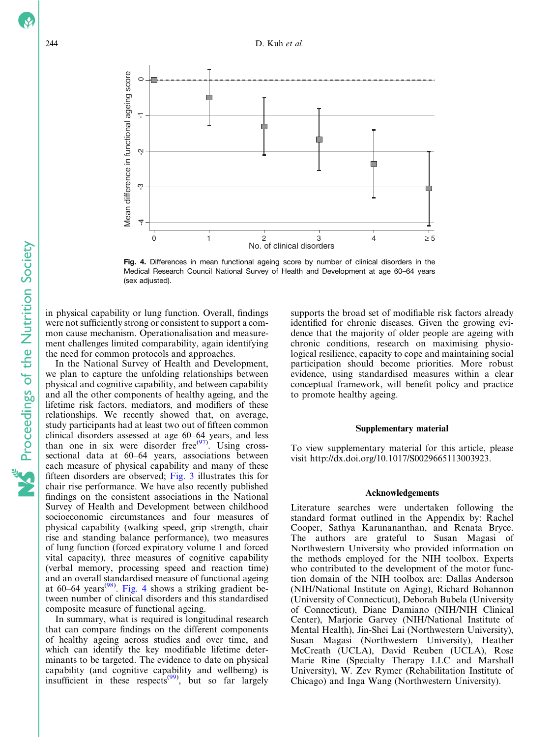Mean difference in functional ageing score

0
-1
-2
-3
-4

0
1
2
3
4
≥ 5

No. of clinical disorders

**Fig. 4.** Differences in mean functional ageing score by number of clinical disorders in the Medical Research Council National Survey of Health and Development at age 60–64 years (sex adjusted).

in physical capability or lung function. Overall, findings were not sufficiently strong or consistent to support a common cause mechanism. Operationalisation and measurement challenges limited comparability, again identifying the need for common protocols and approaches.

In the National Survey of Health and Development, we plan to capture the unfolding relationships between physical and cognitive capability, and between capability and all the other components of healthy ageing, and the lifetime risk factors, mediators, and modifiers of these relationships. We recently showed that, on average, study participants had at least two out of fifteen common clinical disorders assessed at age 60–64 years, and less than one in six were disorder free[97]. Using cross-sectional data at 60–64 years, associations between each measure of physical capability and many of these fifteen disorders are observed; Fig. 3 illustrates this for chair rise performance. We have also recently published findings on the consistent associations in the National Survey of Health and Development between childhood socioeconomic circumstances and four measures of physical capability (walking speed, grip strength, chair rise and standing balance performance), two measures of lung function (forced expiratory volume 1 and forced vital capacity), three measures of cognitive capability (verbal memory, processing speed and reaction time) and an overall standardised measure of functional ageing at 60–64 years[98]. Fig. 4 shows a striking gradient between number of clinical disorders and this standardised composite measure of functional ageing.

In summary, what is required is longitudinal research that can compare findings on the different components of healthy ageing across studies and over time, and which can identify the key modifiable lifetime determinants to be targeted. The evidence to date on physical capability (and cognitive capability and wellbeing) is insufficient in these respects[99], but so far largely supports the broad set of modifiable risk factors already identified for chronic diseases. Given the growing evidence that the majority of older people are ageing with chronic conditions, research on maximising physiological resilience, capacity to cope and maintaining social participation should become priorities. More robust evidence, using standardised measures within a clear conceptual framework, will benefit policy and practice to promote healthy ageing.

## Supplementary material

To view supplementary material for this article, please visit http://dx.doi.org/10.1017/S0029665113003923.

## Acknowledgements

Literature searches were undertaken following the standard format outlined in the Appendix by: Rachel Cooper, Sathya Karunananthan, and Renata Bryce. The authors are grateful to Susan Magasi of Northwestern University who provided information on the methods employed for the NIH toolbox. Experts who contributed to the development of the motor function domain of the NIH toolbox are: Dallas Anderson (NIH/National Institute on Aging), Richard Bohannon (University of Connecticut), Deborah Bubela (University of Connecticut), Diane Damiano (NIH/NIH Clinical Center), Marjorie Garvey (NIH/National Institute of Mental Health), Jin-Shei Lai (Northwestern University), Susan Magasi (Northwestern University), Heather McCreath (UCLA), David Reuben (UCLA), Rose Marie Rine (Specialty Therapy LLC and Marshall University), W. Zev Rymer (Rehabilitation Institute of Chicago) and Inga Wang (Northwestern University).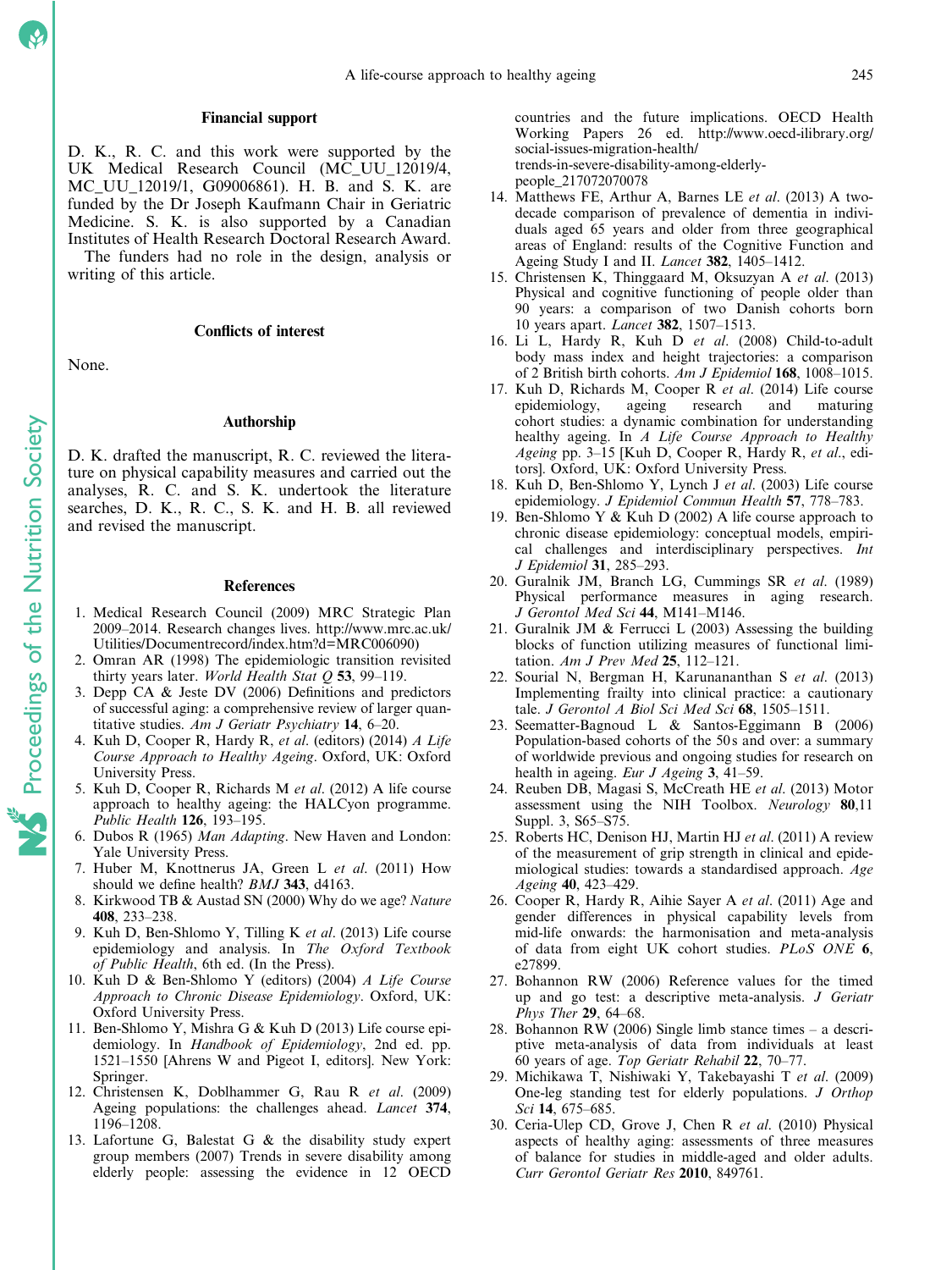## Financial support

D. K., R. C. and this work were supported by the UK Medical Research Council (MC_UU_12019/4, MC_UU_12019/1, G09006861). H. B. and S. K. are funded by the Dr Joseph Kaufmann Chair in Geriatric Medicine. S. K. is also supported by a Canadian Institutes of Health Research Doctoral Research Award.

The funders had no role in the design, analysis or writing of this article.

## Conflicts of interest

None.

## Authorship

D. K. drafted the manuscript, R. C. reviewed the literature on physical capability measures and carried out the analyses, R. C. and S. K. undertook the literature searches, D. K., R. C., S. K. and H. B. all reviewed and revised the manuscript.

## References

1. Medical Research Council (2009) MRC Strategic Plan 2009–2014. Research changes lives. http://www.mrc.ac.uk/Utilities/Documentrecord/index.htm?d=MRC006090)
2. Omran AR (1998) The epidemiologic transition revisited thirty years later. *World Health Stat Q* **53**, 99–119.
3. Depp CA & Jeste DV (2006) Definitions and predictors of successful aging: a comprehensive review of larger quantitative studies. *Am J Geriatr Psychiatry* **14**, 6–20.
4. Kuh D, Cooper R, Hardy R, *et al.* (editors) (2014) *A Life Course Approach to Healthy Ageing*. Oxford, UK: Oxford University Press.
5. Kuh D, Cooper R, Richards M *et al.* (2012) A life course approach to healthy ageing: the HALCyon programme. *Public Health* **126**, 193–195.
6. Dubos R (1965) *Man Adapting*. New Haven and London: Yale University Press.
7. Huber M, Knottnerus JA, Green L *et al.* (2011) How should we define health? *BMJ* **343**, d4163.
8. Kirkwood TB & Austad SN (2000) Why do we age? *Nature* **408**, 233–238.
9. Kuh D, Ben-Shlomo Y, Tilling K *et al.* (2013) Life course epidemiology and analysis. In *The Oxford Textbook of Public Health*, 6th ed. (In the Press).
10. Kuh D & Ben-Shlomo Y (editors) (2004) *A Life Course Approach to Chronic Disease Epidemiology*. Oxford, UK: Oxford University Press.
11. Ben-Shlomo Y, Mishra G & Kuh D (2013) Life course epidemiology. In *Handbook of Epidemiology*, 2nd ed. pp. 1521–1550 [Ahrens W and Pigeot I, editors]. New York: Springer.
12. Christensen K, Doblhammer G, Rau R *et al.* (2009) Ageing populations: the challenges ahead. *Lancet* **374**, 1196–1208.
13. Lafortune G, Balestat G & the disability study expert group members (2007) Trends in severe disability among elderly people: assessing the evidence in 12 OECD countries and the future implications. OECD Health Working Papers 26 ed. http://www.oecd-ilibrary.org/social-issues-migration-health/trends-in-severe-disability-among-elderly-people_217072070078
14. Matthews FE, Arthur A, Barnes LE *et al.* (2013) A two-decade comparison of prevalence of dementia in individuals aged 65 years and older from three geographical areas of England: results of the Cognitive Function and Ageing Study I and II. *Lancet* **382**, 1405–1412.
15. Christensen K, Thinggaard M, Oksuzyan A *et al.* (2013) Physical and cognitive functioning of people older than 90 years: a comparison of two Danish cohorts born 10 years apart. *Lancet* **382**, 1507–1513.
16. Li L, Hardy R, Kuh D *et al.* (2008) Child-to-adult body mass index and height trajectories: a comparison of 2 British birth cohorts. *Am J Epidemiol* **168**, 1008–1015.
17. Kuh D, Richards M, Cooper R *et al.* (2014) Life course epidemiology, ageing research and maturing cohort studies: a dynamic combination for understanding healthy ageing. In *A Life Course Approach to Healthy Ageing* pp. 3–15 [Kuh D, Cooper R, Hardy R, *et al.*, editors]. Oxford, UK: Oxford University Press.
18. Kuh D, Ben-Shlomo Y, Lynch J *et al.* (2003) Life course epidemiology. *J Epidemiol Commun Health* **57**, 778–783.
19. Ben-Shlomo Y & Kuh D (2002) A life course approach to chronic disease epidemiology: conceptual models, empirical challenges and interdisciplinary perspectives. *Int J Epidemiol* **31**, 285–293.
20. Guralnik JM, Branch LG, Cummings SR *et al.* (1989) Physical performance measures in aging research. *J Gerontol Med Sci* **44**, M141–M146.
21. Guralnik JM & Ferrucci L (2003) Assessing the building blocks of function utilizing measures of functional limitation. *Am J Prev Med* **25**, 112–121.
22. Sourial N, Bergman H, Karunananthan S *et al.* (2013) Implementing frailty into clinical practice: a cautionary tale. *J Gerontol A Biol Sci Med Sci* **68**, 1505–1511.
23. Seematter-Bagnoud L & Santos-Eggimann B (2006) Population-based cohorts of the 50 s and over: a summary of worldwide previous and ongoing studies for research on health in ageing. *Eur J Ageing* **3**, 41–59.
24. Reuben DB, Magasi S, McCreath HE *et al.* (2013) Motor assessment using the NIH Toolbox. *Neurology* **80**,11 Suppl. 3, S65–S75.
25. Roberts HC, Denison HJ, Martin HJ *et al.* (2011) A review of the measurement of grip strength in clinical and epidemiological studies: towards a standardised approach. *Age Ageing* **40**, 423–429.
26. Cooper R, Hardy R, Aihie Sayer A *et al.* (2011) Age and gender differences in physical capability levels from mid-life onwards: the harmonisation and meta-analysis of data from eight UK cohort studies. *PLoS ONE* **6**, e27899.
27. Bohannon RW (2006) Reference values for the timed up and go test: a descriptive meta-analysis. *J Geriatr Phys Ther* **29**, 64–68.
28. Bohannon RW (2006) Single limb stance times – a descriptive meta-analysis of data from individuals at least 60 years of age. *Top Geriatr Rehabil* **22**, 70–77.
29. Michikawa T, Nishiwaki Y, Takebayashi T *et al.* (2009) One-leg standing test for elderly populations. *J Orthop Sci* **14**, 675–685.
30. Ceria-Ulep CD, Grove J, Chen R *et al.* (2010) Physical aspects of healthy aging: assessments of three measures of balance for studies in middle-aged and older adults. *Curr Gerontol Geriatr Res* **2010**, 849761.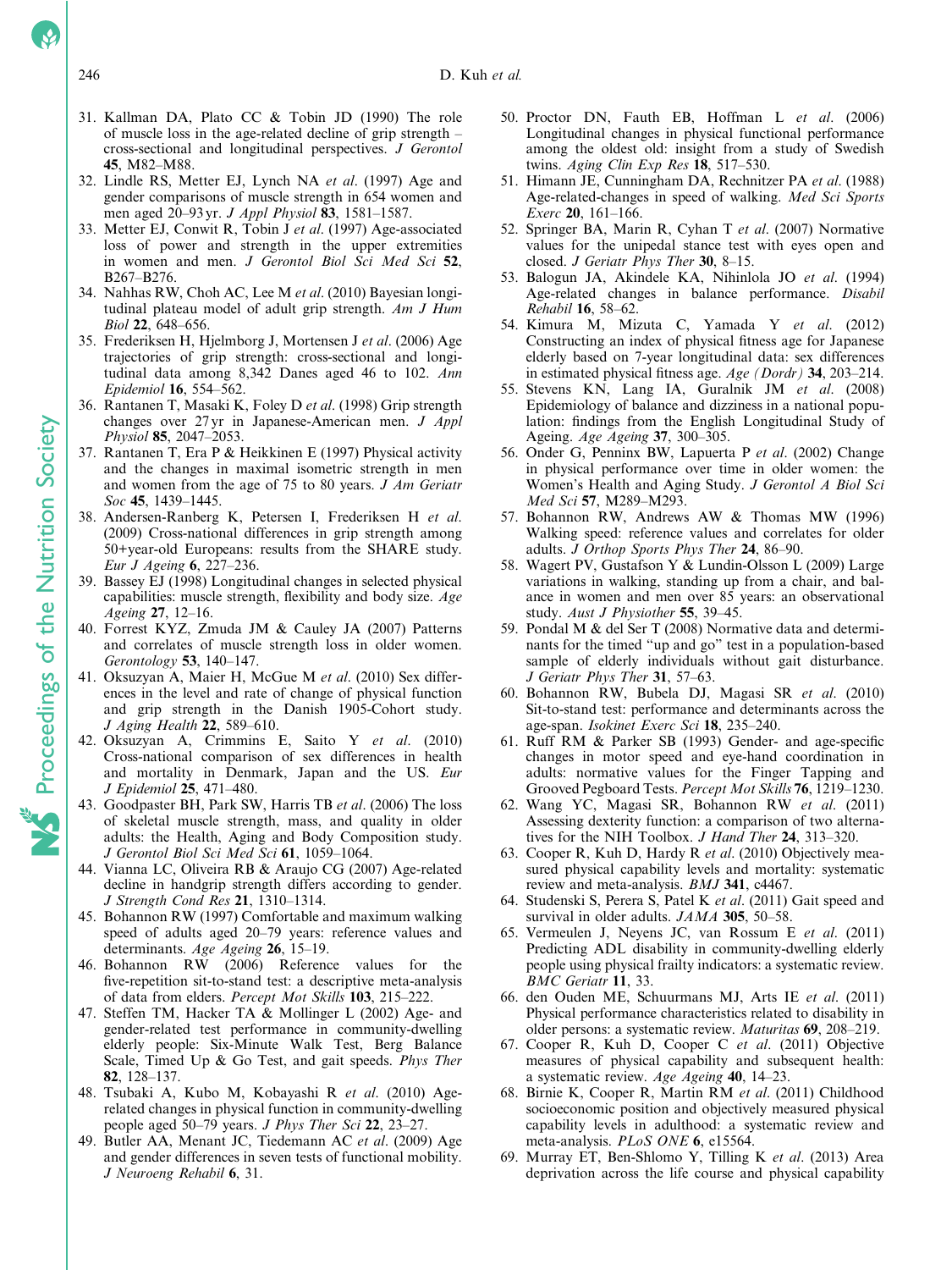31. Kallman DA, Plato CC & Tobin JD (1990) The role of muscle loss in the age-related decline of grip strength – cross-sectional and longitudinal perspectives. *J Gerontol* **45**, M82–M88.
32. Lindle RS, Metter EJ, Lynch NA *et al.* (1997) Age and gender comparisons of muscle strength in 654 women and men aged 20–93 yr. *J Appl Physiol* **83**, 1581–1587.
33. Metter EJ, Conwit R, Tobin J *et al.* (1997) Age-associated loss of power and strength in the upper extremities in women and men. *J Gerontol Biol Sci Med Sci* **52**, B267–B276.
34. Nahhas RW, Choh AC, Lee M *et al.* (2010) Bayesian longitudinal plateau model of adult grip strength. *Am J Hum Biol* **22**, 648–656.
35. Frederiksen H, Hjelmborg J, Mortensen J *et al.* (2006) Age trajectories of grip strength: cross-sectional and longitudinal data among 8,342 Danes aged 46 to 102. *Ann Epidemiol* **16**, 554–562.
36. Rantanen T, Masaki K, Foley D *et al.* (1998) Grip strength changes over 27 yr in Japanese-American men. *J Appl Physiol* **85**, 2047–2053.
37. Rantanen T, Era P & Heikkinen E (1997) Physical activity and the changes in maximal isometric strength in men and women from the age of 75 to 80 years. *J Am Geriatr Soc* **45**, 1439–1445.
38. Andersen-Ranberg K, Petersen I, Frederiksen H *et al.* (2009) Cross-national differences in grip strength among 50+year-old Europeans: results from the SHARE study. *Eur J Ageing* **6**, 227–236.
39. Bassey EJ (1998) Longitudinal changes in selected physical capabilities: muscle strength, flexibility and body size. *Age Ageing* **27**, 12–16.
40. Forrest KYZ, Zmuda JM & Cauley JA (2007) Patterns and correlates of muscle strength loss in older women. *Gerontology* **53**, 140–147.
41. Oksuzyan A, Maier H, McGue M *et al.* (2010) Sex differences in the level and rate of change of physical function and grip strength in the Danish 1905-Cohort study. *J Aging Health* **22**, 589–610.
42. Oksuzyan A, Crimmins E, Saito Y *et al.* (2010) Cross-national comparison of sex differences in health and mortality in Denmark, Japan and the US. *Eur J Epidemiol* **25**, 471–480.
43. Goodpaster BH, Park SW, Harris TB *et al.* (2006) The loss of skeletal muscle strength, mass, and quality in older adults: the Health, Aging and Body Composition study. *J Gerontol Biol Sci Med Sci* **61**, 1059–1064.
44. Vianna LC, Oliveira RB & Araujo CG (2007) Age-related decline in handgrip strength differs according to gender. *J Strength Cond Res* **21**, 1310–1314.
45. Bohannon RW (1997) Comfortable and maximum walking speed of adults aged 20–79 years: reference values and determinants. *Age Ageing* **26**, 15–19.
46. Bohannon RW (2006) Reference values for the five-repetition sit-to-stand test: a descriptive meta-analysis of data from elders. *Percept Mot Skills* **103**, 215–222.
47. Steffen TM, Hacker TA & Mollinger L (2002) Age- and gender-related test performance in community-dwelling elderly people: Six-Minute Walk Test, Berg Balance Scale, Timed Up & Go Test, and gait speeds. *Phys Ther* **82**, 128–137.
48. Tsubaki A, Kubo M, Kobayashi R *et al.* (2010) Age-related changes in physical function in community-dwelling people aged 50–79 years. *J Phys Ther Sci* **22**, 23–27.
49. Butler AA, Menant JC, Tiedemann AC *et al.* (2009) Age and gender differences in seven tests of functional mobility. *J Neuroeng Rehabil* **6**, 31.
50. Proctor DN, Fauth EB, Hoffman L *et al.* (2006) Longitudinal changes in physical functional performance among the oldest old: insight from a study of Swedish twins. *Aging Clin Exp Res* **18**, 517–530.
51. Himann JE, Cunningham DA, Rechnitzer PA *et al.* (1988) Age-related-changes in speed of walking. *Med Sci Sports Exerc* **20**, 161–166.
52. Springer BA, Marin R, Cyhan T *et al.* (2007) Normative values for the unipedal stance test with eyes open and closed. *J Geriatr Phys Ther* **30**, 8–15.
53. Balogun JA, Akindele KA, Nihinlola JO *et al.* (1994) Age-related changes in balance performance. *Disabil Rehabil* **16**, 58–62.
54. Kimura M, Mizuta C, Yamada Y *et al.* (2012) Constructing an index of physical fitness age for Japanese elderly based on 7-year longitudinal data: sex differences in estimated physical fitness age. *Age (Dordr)* **34**, 203–214.
55. Stevens KN, Lang IA, Guralnik JM *et al.* (2008) Epidemiology of balance and dizziness in a national population: findings from the English Longitudinal Study of Ageing. *Age Ageing* **37**, 300–305.
56. Onder G, Penninx BW, Lapuerta P *et al.* (2002) Change in physical performance over time in older women: the Women's Health and Aging Study. *J Gerontol A Biol Sci Med Sci* **57**, M289–M293.
57. Bohannon RW, Andrews AW & Thomas MW (1996) Walking speed: reference values and correlates for older adults. *J Orthop Sports Phys Ther* **24**, 86–90.
58. Wagert PV, Gustafson Y & Lundin-Olsson L (2009) Large variations in walking, standing up from a chair, and balance in women and men over 85 years: an observational study. *Aust J Physiother* **55**, 39–45.
59. Pondal M & del Ser T (2008) Normative data and determinants for the timed "up and go" test in a population-based sample of elderly individuals without gait disturbance. *J Geriatr Phys Ther* **31**, 57–63.
60. Bohannon RW, Bubela DJ, Magasi SR *et al.* (2010) Sit-to-stand test: performance and determinants across the age-span. *Isokinet Exerc Sci* **18**, 235–240.
61. Ruff RM & Parker SB (1993) Gender- and age-specific changes in motor speed and eye-hand coordination in adults: normative values for the Finger Tapping and Grooved Pegboard Tests. *Percept Mot Skills* **76**, 1219–1230.
62. Wang YC, Magasi SR, Bohannon RW *et al.* (2011) Assessing dexterity function: a comparison of two alternatives for the NIH Toolbox. *J Hand Ther* **24**, 313–320.
63. Cooper R, Kuh D, Hardy R *et al.* (2010) Objectively measured physical capability levels and mortality: systematic review and meta-analysis. *BMJ* **341**, c4467.
64. Studenski S, Perera S, Patel K *et al.* (2011) Gait speed and survival in older adults. *JAMA* **305**, 50–58.
65. Vermeulen J, Neyens JC, van Rossum E *et al.* (2011) Predicting ADL disability in community-dwelling elderly people using physical frailty indicators: a systematic review. *BMC Geriatr* **11**, 33.
66. den Ouden ME, Schuurmans MJ, Arts IE *et al.* (2011) Physical performance characteristics related to disability in older persons: a systematic review. *Maturitas* **69**, 208–219.
67. Cooper R, Kuh D, Cooper C *et al.* (2011) Objective measures of physical capability and subsequent health: a systematic review. *Age Ageing* **40**, 14–23.
68. Birnie K, Cooper R, Martin RM *et al.* (2011) Childhood socioeconomic position and objectively measured physical capability levels in adulthood: a systematic review and meta-analysis. *PLoS ONE* **6**, e15564.
69. Murray ET, Ben-Shlomo Y, Tilling K *et al.* (2013) Area deprivation across the life course and physical capability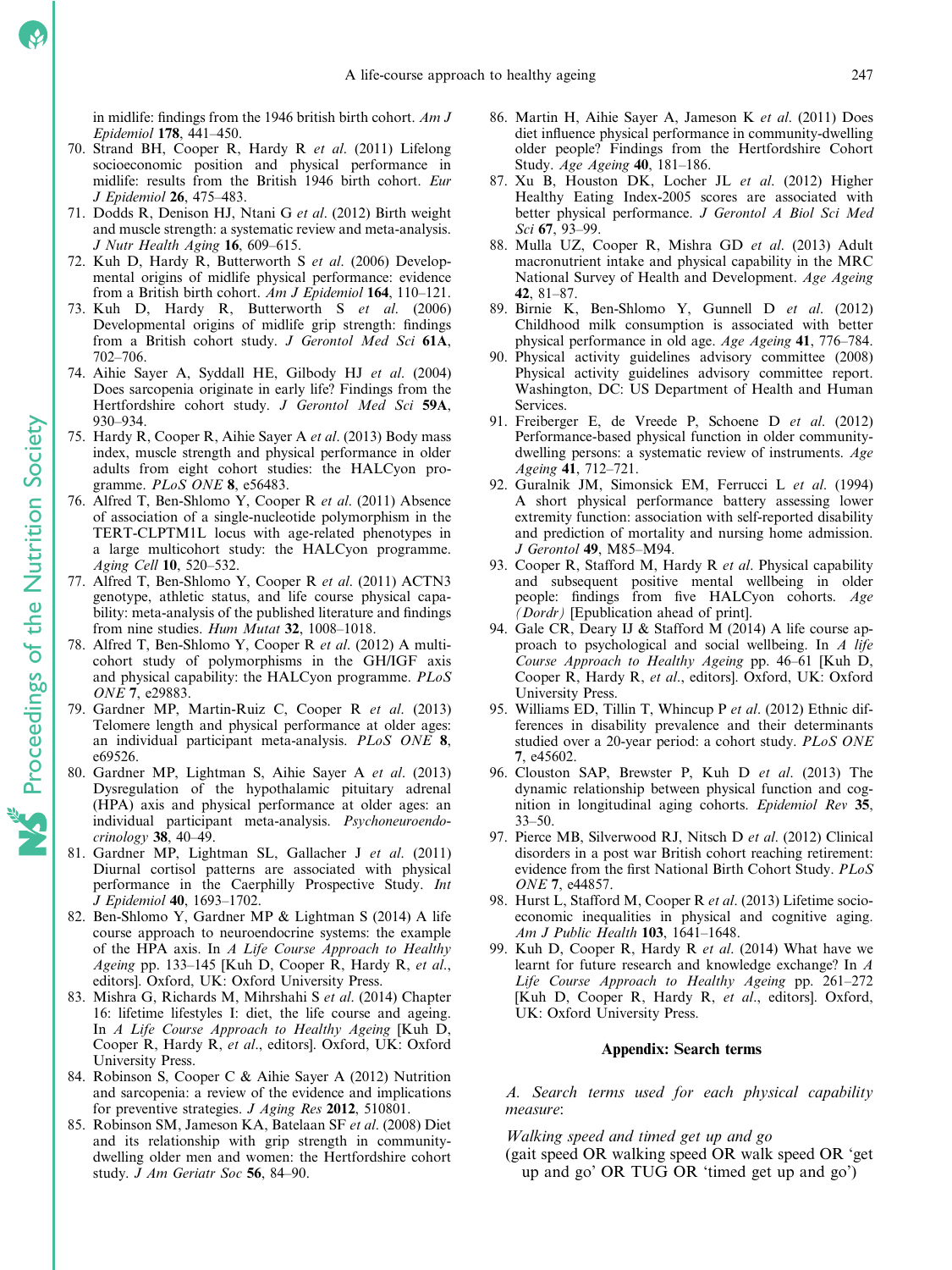in midlife: findings from the 1946 british birth cohort. *Am J Epidemiol* **178**, 441–450.

70. Strand BH, Cooper R, Hardy R *et al.* (2011) Lifelong socioeconomic position and physical performance in midlife: results from the British 1946 birth cohort. *Eur J Epidemiol* **26**, 475–483.
71. Dodds R, Denison HJ, Ntani G *et al.* (2012) Birth weight and muscle strength: a systematic review and meta-analysis. *J Nutr Health Aging* **16**, 609–615.
72. Kuh D, Hardy R, Butterworth S *et al.* (2006) Developmental origins of midlife physical performance: evidence from a British birth cohort. *Am J Epidemiol* **164**, 110–121.
73. Kuh D, Hardy R, Butterworth S *et al.* (2006) Developmental origins of midlife grip strength: findings from a British cohort study. *J Gerontol Med Sci* **61A**, 702–706.
74. Aihie Sayer A, Syddall HE, Gilbody HJ *et al.* (2004) Does sarcopenia originate in early life? Findings from the Hertfordshire cohort study. *J Gerontol Med Sci* **59A**, 930–934.
75. Hardy R, Cooper R, Aihie Sayer A *et al.* (2013) Body mass index, muscle strength and physical performance in older adults from eight cohort studies: the HALCyon programme. *PLoS ONE* **8**, e56483.
76. Alfred T, Ben-Shlomo Y, Cooper R *et al.* (2011) Absence of association of a single-nucleotide polymorphism in the TERT-CLPTM1L locus with age-related phenotypes in a large multicohort study: the HALCyon programme. *Aging Cell* **10**, 520–532.
77. Alfred T, Ben-Shlomo Y, Cooper R *et al.* (2011) ACTN3 genotype, athletic status, and life course physical capability: meta-analysis of the published literature and findings from nine studies. *Hum Mutat* **32**, 1008–1018.
78. Alfred T, Ben-Shlomo Y, Cooper R *et al.* (2012) A multicohort study of polymorphisms in the GH/IGF axis and physical capability: the HALCyon programme. *PLoS ONE* **7**, e29883.
79. Gardner MP, Martin-Ruiz C, Cooper R *et al.* (2013) Telomere length and physical performance at older ages: an individual participant meta-analysis. *PLoS ONE* **8**, e69526.
80. Gardner MP, Lightman S, Aihie Sayer A *et al.* (2013) Dysregulation of the hypothalamic pituitary adrenal (HPA) axis and physical performance at older ages: an individual participant meta-analysis. *Psychoneuroendocrinology* **38**, 40–49.
81. Gardner MP, Lightman SL, Gallacher J *et al.* (2011) Diurnal cortisol patterns are associated with physical performance in the Caerphilly Prospective Study. *Int J Epidemiol* **40**, 1693–1702.
82. Ben-Shlomo Y, Gardner MP & Lightman S (2014) A life course approach to neuroendocrine systems: the example of the HPA axis. In *A Life Course Approach to Healthy Ageing* pp. 133–145 [Kuh D, Cooper R, Hardy R, *et al.*, editors]. Oxford, UK: Oxford University Press.
83. Mishra G, Richards M, Mihrshahi S *et al.* (2014) Chapter 16: lifetime lifestyles I: diet, the life course and ageing. In *A Life Course Approach to Healthy Ageing* [Kuh D, Cooper R, Hardy R, *et al.*, editors]. Oxford, UK: Oxford University Press.
84. Robinson S, Cooper C & Aihie Sayer A (2012) Nutrition and sarcopenia: a review of the evidence and implications for preventive strategies. *J Aging Res* **2012**, 510801.
85. Robinson SM, Jameson KA, Batelaan SF *et al.* (2008) Diet and its relationship with grip strength in community-dwelling older men and women: the Hertfordshire cohort study. *J Am Geriatr Soc* **56**, 84–90.
86. Martin H, Aihie Sayer A, Jameson K *et al.* (2011) Does diet influence physical performance in community-dwelling older people? Findings from the Hertfordshire Cohort Study. *Age Ageing* **40**, 181–186.
87. Xu B, Houston DK, Locher JL *et al.* (2012) Higher Healthy Eating Index-2005 scores are associated with better physical performance. *J Gerontol A Biol Sci Med Sci* **67**, 93–99.
88. Mulla UZ, Cooper R, Mishra GD *et al.* (2013) Adult macronutrient intake and physical capability in the MRC National Survey of Health and Development. *Age Ageing* **42**, 81–87.
89. Birnie K, Ben-Shlomo Y, Gunnell D *et al.* (2012) Childhood milk consumption is associated with better physical performance in old age. *Age Ageing* **41**, 776–784.
90. Physical activity guidelines advisory committee (2008) Physical activity guidelines advisory committee report. Washington, DC: US Department of Health and Human Services.
91. Freiberger E, de Vreede P, Schoene D *et al.* (2012) Performance-based physical function in older community-dwelling persons: a systematic review of instruments. *Age Ageing* **41**, 712–721.
92. Guralnik JM, Simonsick EM, Ferrucci L *et al.* (1994) A short physical performance battery assessing lower extremity function: association with self-reported disability and prediction of mortality and nursing home admission. *J Gerontol* **49**, M85–M94.
93. Cooper R, Stafford M, Hardy R *et al.* Physical capability and subsequent positive mental wellbeing in older people: findings from five HALCyon cohorts. *Age (Dordr)* [Epublication ahead of print].
94. Gale CR, Deary IJ & Stafford M (2014) A life course approach to psychological and social wellbeing. In *A life Course Approach to Healthy Ageing* pp. 46–61 [Kuh D, Cooper R, Hardy R, *et al.*, editors]. Oxford, UK: Oxford University Press.
95. Williams ED, Tillin T, Whincup P *et al.* (2012) Ethnic differences in disability prevalence and their determinants studied over a 20-year period: a cohort study. *PLoS ONE* **7**, e45602.
96. Clouston SAP, Brewster P, Kuh D *et al.* (2013) The dynamic relationship between physical function and cognition in longitudinal aging cohorts. *Epidemiol Rev* **35**, 33–50.
97. Pierce MB, Silverwood RJ, Nitsch D *et al.* (2012) Clinical disorders in a post war British cohort reaching retirement: evidence from the first National Birth Cohort Study. *PLoS ONE* **7**, e44857.
98. Hurst L, Stafford M, Cooper R *et al.* (2013) Lifetime socioeconomic inequalities in physical and cognitive aging. *Am J Public Health* **103**, 1641–1648.
99. Kuh D, Cooper R, Hardy R *et al.* (2014) What have we learnt for future research and knowledge exchange? In *A Life Course Approach to Healthy Ageing* pp. 261–272 [Kuh D, Cooper R, Hardy R, *et al.*, editors]. Oxford, UK: Oxford University Press.

## Appendix: Search terms

*A. Search terms used for each physical capability measure*:

*Walking speed and timed get up and go*
(gait speed OR walking speed OR walk speed OR 'get up and go' OR TUG OR 'timed get up and go')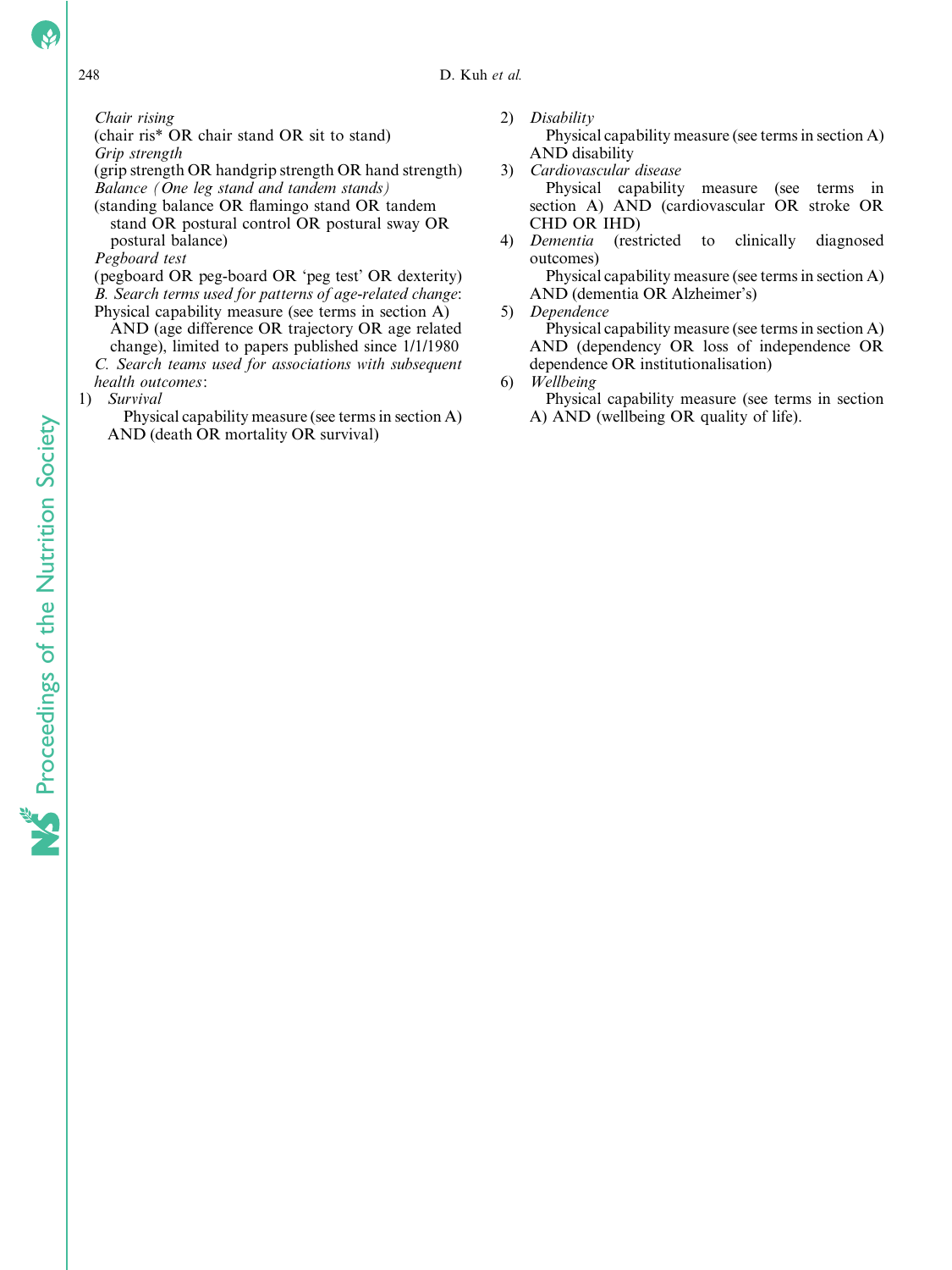*Chair rising*

(chair ris* OR chair stand OR sit to stand)

*Grip strength*

(grip strength OR handgrip strength OR hand strength)

*Balance (One leg stand and tandem stands)*

(standing balance OR flamingo stand OR tandem stand OR postural control OR postural sway OR postural balance)

*Pegboard test*

(pegboard OR peg-board OR 'peg test' OR dexterity)

*B. Search terms used for patterns of age-related change*:

Physical capability measure (see terms in section A) AND (age difference OR trajectory OR age related change), limited to papers published since 1/1/1980

*C. Search teams used for associations with subsequent health outcomes*:

1) *Survival*
   Physical capability measure (see terms in section A) AND (death OR mortality OR survival)
2) *Disability*
   Physical capability measure (see terms in section A) AND disability
3) *Cardiovascular disease*
   Physical capability measure (see terms in section A) AND (cardiovascular OR stroke OR CHD OR IHD)
4) *Dementia* (restricted to clinically diagnosed outcomes)
   Physical capability measure (see terms in section A) AND (dementia OR Alzheimer's)
5) *Dependence*
   Physical capability measure (see terms in section A) AND (dependency OR loss of independence OR dependence OR institutionalisation)
6) *Wellbeing*
   Physical capability measure (see terms in section A) AND (wellbeing OR quality of life).